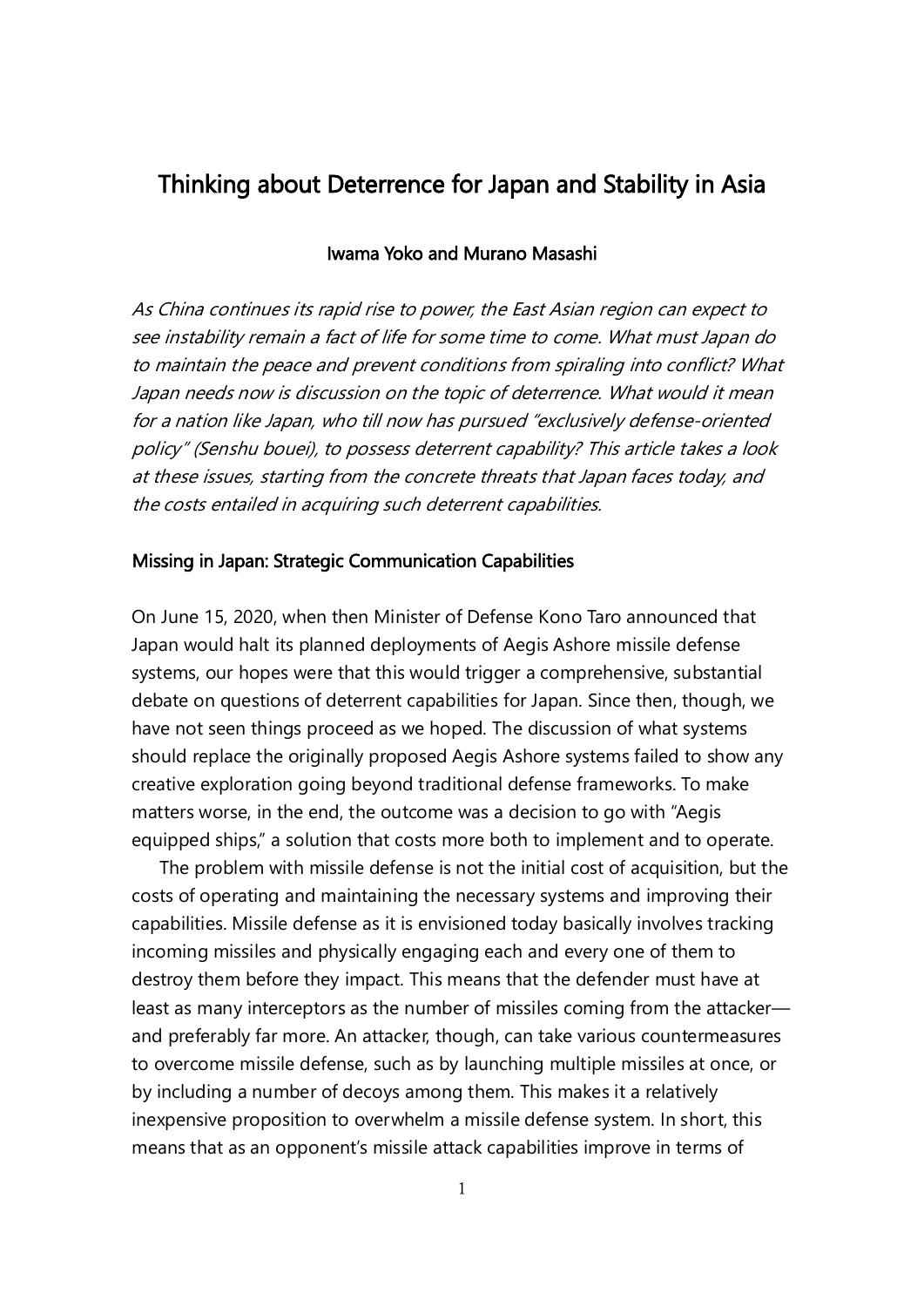# Thinking about Deterrence for Japan and Stability in Asia

**Iwama Yoko and Murano Masashi**

*As China continues its rapid rise to power, the East Asian region can expect to see instability remain a fact of life for some time to come. What must Japan do to maintain the peace and prevent conditions from spiraling into conflict? What Japan needs now is discussion on the topic of deterrence. What would it mean for a nation like Japan, who till now has pursued "exclusively defense-oriented policy" (Senshu bouei), to possess deterrent capability? This article takes a look at these issues, starting from the concrete threats that Japan faces today, and the costs entailed in acquiring such deterrent capabilities.*

## Missing in Japan: Strategic Communication Capabilities

On June 15, 2020, when then Minister of Defense Kono Taro announced that Japan would halt its planned deployments of Aegis Ashore missile defense systems, our hopes were that this would trigger a comprehensive, substantial debate on questions of deterrent capabilities for Japan. Since then, though, we have not seen things proceed as we hoped. The discussion of what systems should replace the originally proposed Aegis Ashore systems failed to show any creative exploration going beyond traditional defense frameworks. To make matters worse, in the end, the outcome was a decision to go with "Aegis equipped ships," a solution that costs more both to implement and to operate.

The problem with missile defense is not the initial cost of acquisition, but the costs of operating and maintaining the necessary systems and improving their capabilities. Missile defense as it is envisioned today basically involves tracking incoming missiles and physically engaging each and every one of them to destroy them before they impact. This means that the defender must have at least as many interceptors as the number of missiles coming from the attacker—and preferably far more. An attacker, though, can take various countermeasures to overcome missile defense, such as by launching multiple missiles at once, or by including a number of decoys among them. This makes it a relatively inexpensive proposition to overwhelm a missile defense system. In short, this means that as an opponent's missile attack capabilities improve in terms of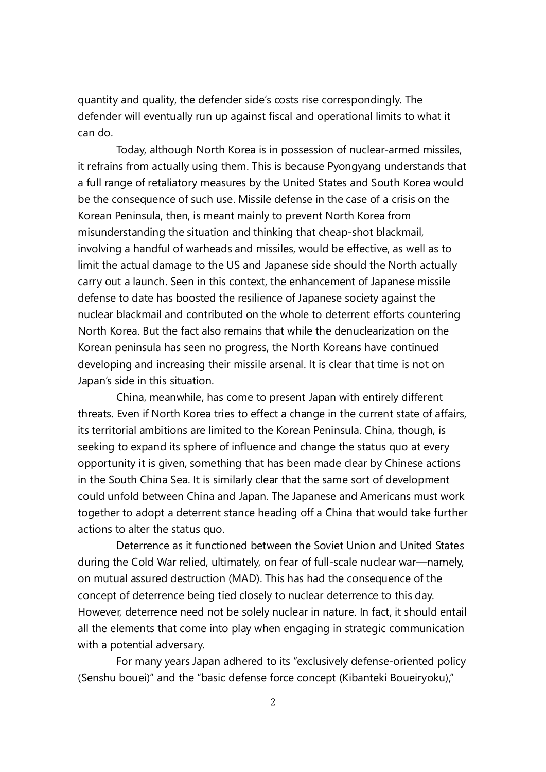quantity and quality, the defender side's costs rise correspondingly. The defender will eventually run up against fiscal and operational limits to what it can do.

Today, although North Korea is in possession of nuclear-armed missiles, it refrains from actually using them. This is because Pyongyang understands that a full range of retaliatory measures by the United States and South Korea would be the consequence of such use. Missile defense in the case of a crisis on the Korean Peninsula, then, is meant mainly to prevent North Korea from misunderstanding the situation and thinking that cheap-shot blackmail, involving a handful of warheads and missiles, would be effective, as well as to limit the actual damage to the US and Japanese side should the North actually carry out a launch. Seen in this context, the enhancement of Japanese missile defense to date has boosted the resilience of Japanese society against the nuclear blackmail and contributed on the whole to deterrent efforts countering North Korea. But the fact also remains that while the denuclearization on the Korean peninsula has seen no progress, the North Koreans have continued developing and increasing their missile arsenal. It is clear that time is not on Japan's side in this situation.

China, meanwhile, has come to present Japan with entirely different threats. Even if North Korea tries to effect a change in the current state of affairs, its territorial ambitions are limited to the Korean Peninsula. China, though, is seeking to expand its sphere of influence and change the status quo at every opportunity it is given, something that has been made clear by Chinese actions in the South China Sea. It is similarly clear that the same sort of development could unfold between China and Japan. The Japanese and Americans must work together to adopt a deterrent stance heading off a China that would take further actions to alter the status quo.

Deterrence as it functioned between the Soviet Union and United States during the Cold War relied, ultimately, on fear of full-scale nuclear war—namely, on mutual assured destruction (MAD). This has had the consequence of the concept of deterrence being tied closely to nuclear deterrence to this day. However, deterrence need not be solely nuclear in nature. In fact, it should entail all the elements that come into play when engaging in strategic communication with a potential adversary.

For many years Japan adhered to its "exclusively defense-oriented policy (Senshu bouei)" and the "basic defense force concept (Kibanteki Boueiryoku),"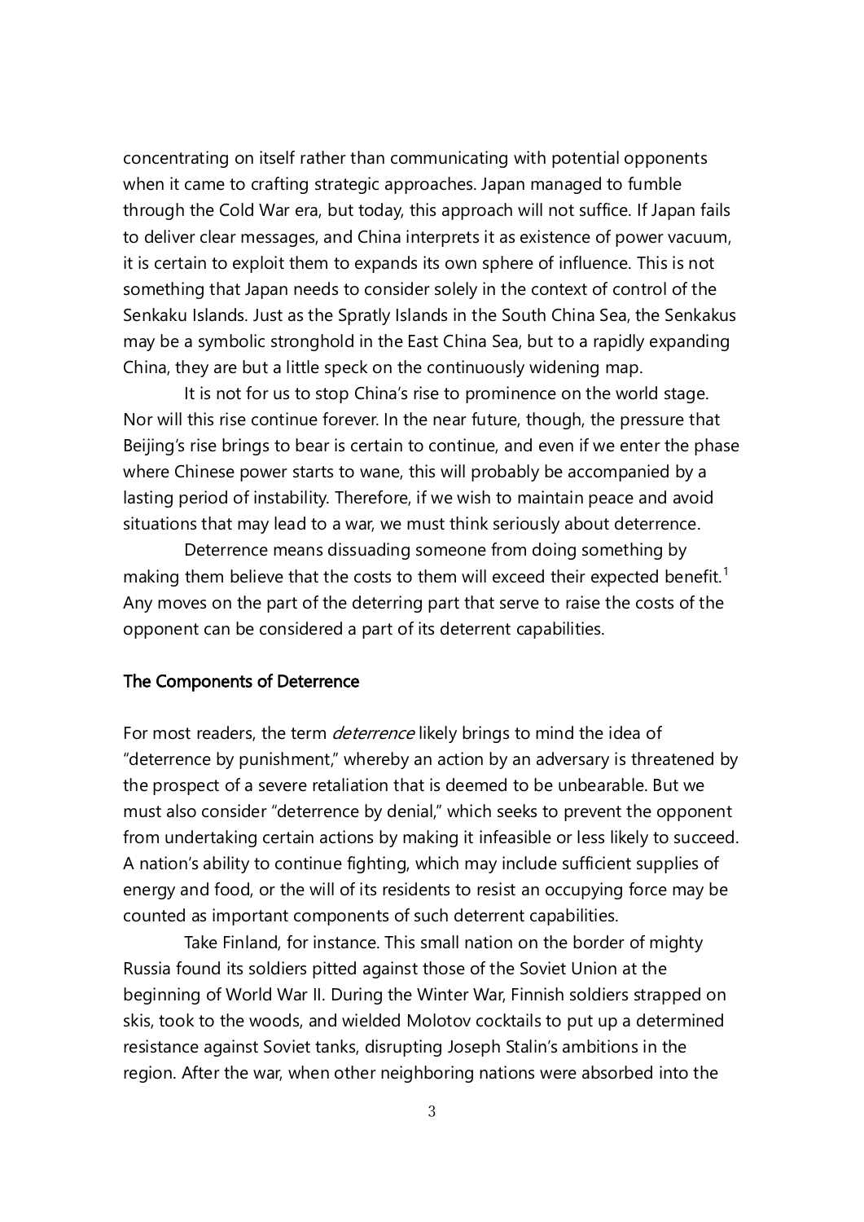concentrating on itself rather than communicating with potential opponents when it came to crafting strategic approaches. Japan managed to fumble through the Cold War era, but today, this approach will not suffice. If Japan fails to deliver clear messages, and China interprets it as existence of power vacuum, it is certain to exploit them to expands its own sphere of influence. This is not something that Japan needs to consider solely in the context of control of the Senkaku Islands. Just as the Spratly Islands in the South China Sea, the Senkakus may be a symbolic stronghold in the East China Sea, but to a rapidly expanding China, they are but a little speck on the continuously widening map.

It is not for us to stop China's rise to prominence on the world stage. Nor will this rise continue forever. In the near future, though, the pressure that Beijing's rise brings to bear is certain to continue, and even if we enter the phase where Chinese power starts to wane, this will probably be accompanied by a lasting period of instability. Therefore, if we wish to maintain peace and avoid situations that may lead to a war, we must think seriously about deterrence.

Deterrence means dissuading someone from doing something by making them believe that the costs to them will exceed their expected benefit.[1] Any moves on the part of the deterring part that serve to raise the costs of the opponent can be considered a part of its deterrent capabilities.

## The Components of Deterrence

For most readers, the term *deterrence* likely brings to mind the idea of "deterrence by punishment," whereby an action by an adversary is threatened by the prospect of a severe retaliation that is deemed to be unbearable. But we must also consider "deterrence by denial," which seeks to prevent the opponent from undertaking certain actions by making it infeasible or less likely to succeed. A nation's ability to continue fighting, which may include sufficient supplies of energy and food, or the will of its residents to resist an occupying force may be counted as important components of such deterrent capabilities.

Take Finland, for instance. This small nation on the border of mighty Russia found its soldiers pitted against those of the Soviet Union at the beginning of World War II. During the Winter War, Finnish soldiers strapped on skis, took to the woods, and wielded Molotov cocktails to put up a determined resistance against Soviet tanks, disrupting Joseph Stalin's ambitions in the region. After the war, when other neighboring nations were absorbed into the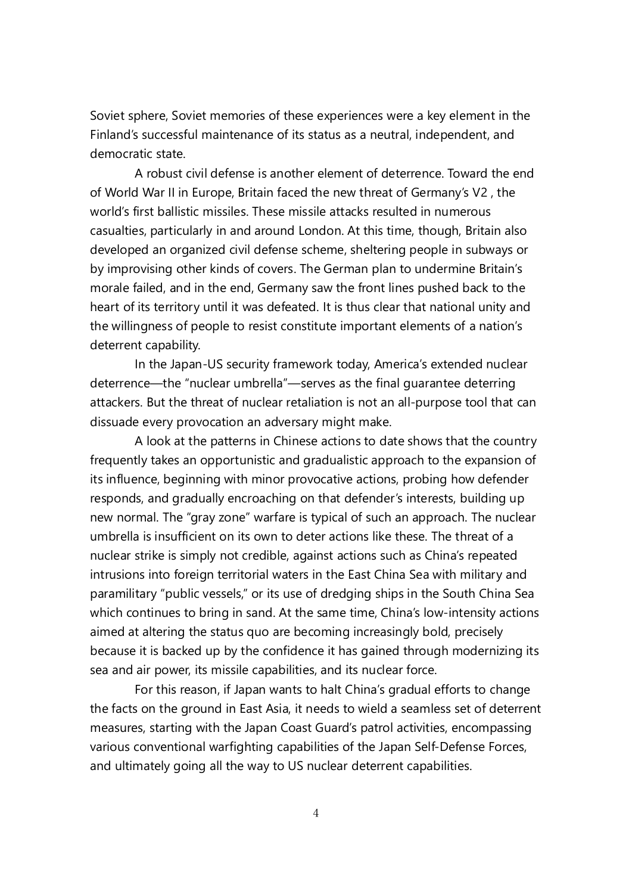Soviet sphere, Soviet memories of these experiences were a key element in the Finland's successful maintenance of its status as a neutral, independent, and democratic state.

A robust civil defense is another element of deterrence. Toward the end of World War II in Europe, Britain faced the new threat of Germany's V2 , the world's first ballistic missiles. These missile attacks resulted in numerous casualties, particularly in and around London. At this time, though, Britain also developed an organized civil defense scheme, sheltering people in subways or by improvising other kinds of covers. The German plan to undermine Britain's morale failed, and in the end, Germany saw the front lines pushed back to the heart of its territory until it was defeated. It is thus clear that national unity and the willingness of people to resist constitute important elements of a nation's deterrent capability.

In the Japan-US security framework today, America's extended nuclear deterrence—the "nuclear umbrella"—serves as the final guarantee deterring attackers. But the threat of nuclear retaliation is not an all-purpose tool that can dissuade every provocation an adversary might make.

A look at the patterns in Chinese actions to date shows that the country frequently takes an opportunistic and gradualistic approach to the expansion of its influence, beginning with minor provocative actions, probing how defender responds, and gradually encroaching on that defender's interests, building up new normal. The "gray zone" warfare is typical of such an approach. The nuclear umbrella is insufficient on its own to deter actions like these. The threat of a nuclear strike is simply not credible, against actions such as China's repeated intrusions into foreign territorial waters in the East China Sea with military and paramilitary "public vessels," or its use of dredging ships in the South China Sea which continues to bring in sand. At the same time, China's low-intensity actions aimed at altering the status quo are becoming increasingly bold, precisely because it is backed up by the confidence it has gained through modernizing its sea and air power, its missile capabilities, and its nuclear force.

For this reason, if Japan wants to halt China's gradual efforts to change the facts on the ground in East Asia, it needs to wield a seamless set of deterrent measures, starting with the Japan Coast Guard's patrol activities, encompassing various conventional warfighting capabilities of the Japan Self-Defense Forces, and ultimately going all the way to US nuclear deterrent capabilities.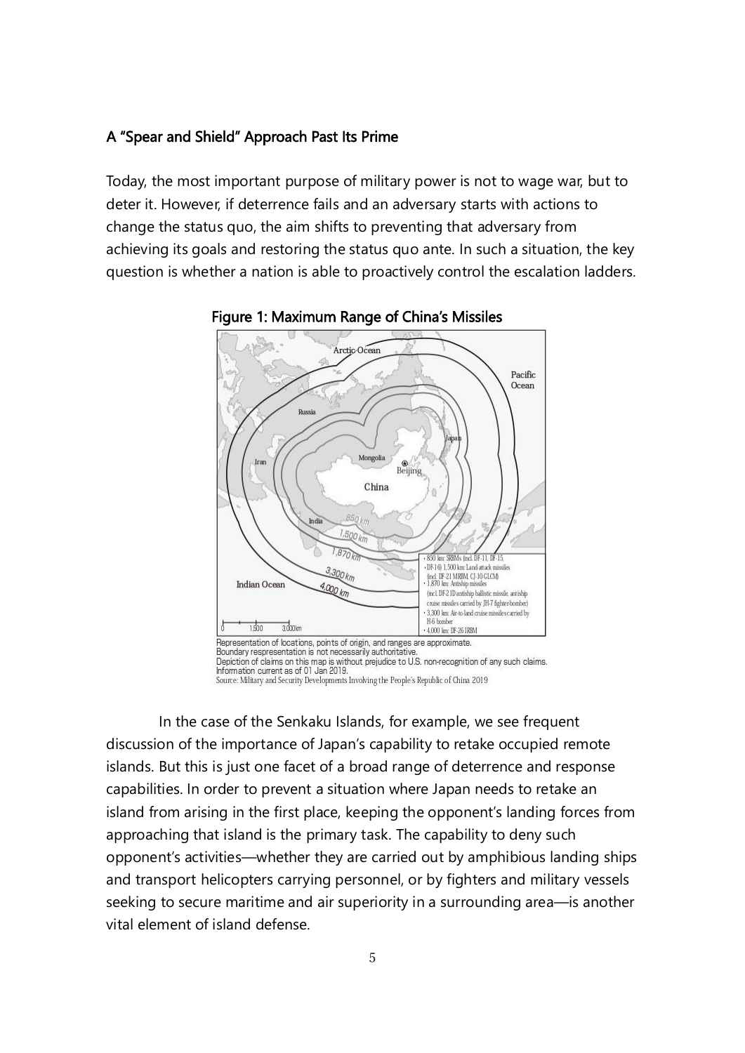## A "Spear and Shield" Approach Past Its Prime

Today, the most important purpose of military power is not to wage war, but to deter it. However, if deterrence fails and an adversary starts with actions to change the status quo, the aim shifts to preventing that adversary from achieving its goals and restoring the status quo ante. In such a situation, the key question is whether a nation is able to proactively control the escalation ladders.

**Figure 1: Maximum Range of China's Missiles**

Representation of locations, points of origin, and ranges are approximate.
Boundary respresentation is not necessarily authoritative.
Depiction of claims on this map is without prejudice to U.S. non-recognition of any such claims.
Information current as of 01 Jan 2019.
Source: Military and Security Developments Involving the People's Republic of China 2019

In the case of the Senkaku Islands, for example, we see frequent discussion of the importance of Japan's capability to retake occupied remote islands. But this is just one facet of a broad range of deterrence and response capabilities. In order to prevent a situation where Japan needs to retake an island from arising in the first place, keeping the opponent's landing forces from approaching that island is the primary task. The capability to deny such opponent's activities—whether they are carried out by amphibious landing ships and transport helicopters carrying personnel, or by fighters and military vessels seeking to secure maritime and air superiority in a surrounding area—is another vital element of island defense.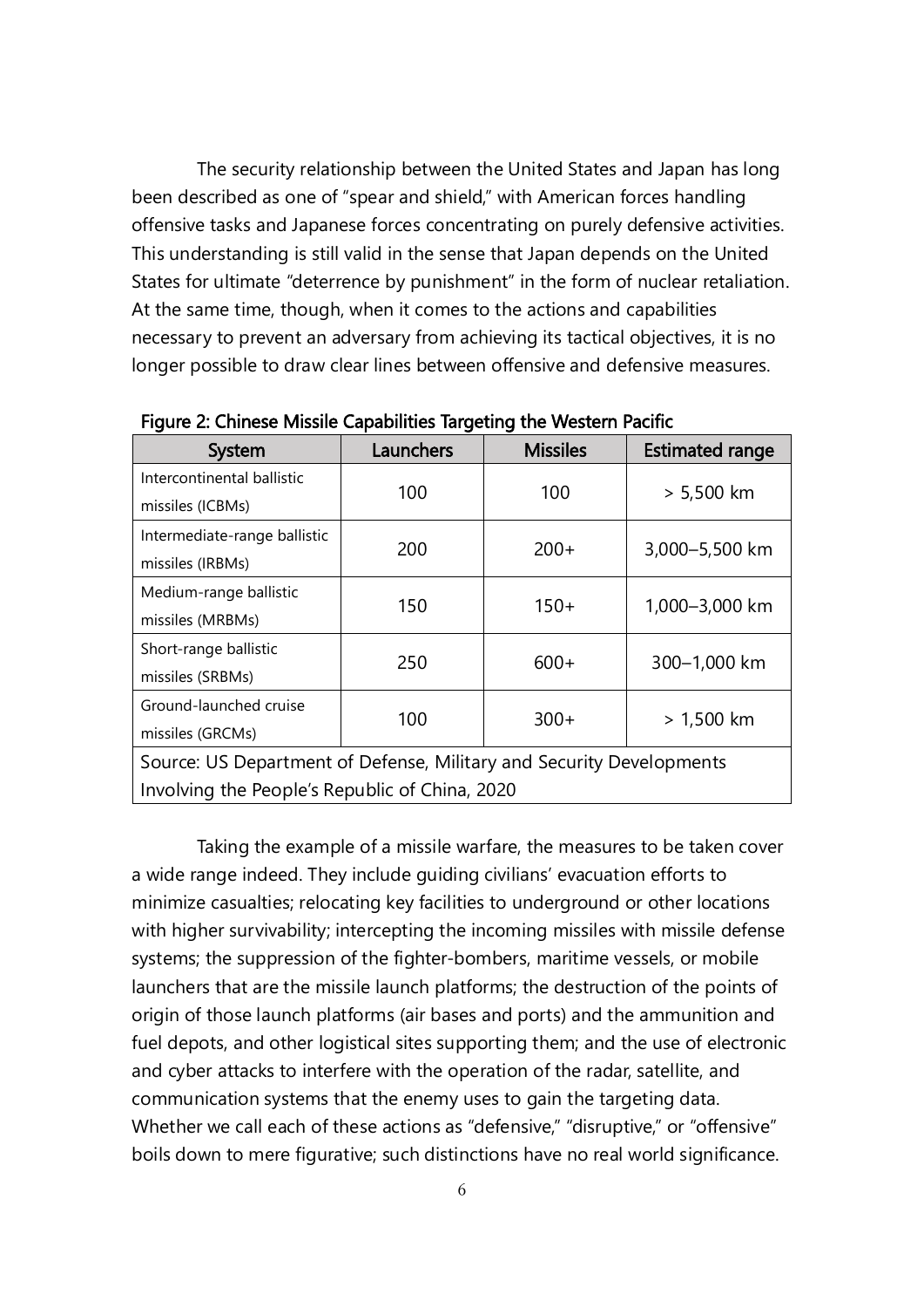The security relationship between the United States and Japan has long been described as one of "spear and shield," with American forces handling offensive tasks and Japanese forces concentrating on purely defensive activities. This understanding is still valid in the sense that Japan depends on the United States for ultimate "deterrence by punishment" in the form of nuclear retaliation. At the same time, though, when it comes to the actions and capabilities necessary to prevent an adversary from achieving its tactical objectives, it is no longer possible to draw clear lines between offensive and defensive measures.

**Figure 2: Chinese Missile Capabilities Targeting the Western Pacific**

| System | Launchers | Missiles | Estimated range |
|---|---|---|---|
| Intercontinental ballistic missiles (ICBMs) | 100 | 100 | > 5,500 km |
| Intermediate-range ballistic missiles (IRBMs) | 200 | 200+ | 3,000–5,500 km |
| Medium-range ballistic missiles (MRBMs) | 150 | 150+ | 1,000–3,000 km |
| Short-range ballistic missiles (SRBMs) | 250 | 600+ | 300–1,000 km |
| Ground-launched cruise missiles (GRCMs) | 100 | 300+ | > 1,500 km |
| Source: US Department of Defense, Military and Security Developments Involving the People's Republic of China, 2020 | | | |

Taking the example of a missile warfare, the measures to be taken cover a wide range indeed. They include guiding civilians' evacuation efforts to minimize casualties; relocating key facilities to underground or other locations with higher survivability; intercepting the incoming missiles with missile defense systems; the suppression of the fighter-bombers, maritime vessels, or mobile launchers that are the missile launch platforms; the destruction of the points of origin of those launch platforms (air bases and ports) and the ammunition and fuel depots, and other logistical sites supporting them; and the use of electronic and cyber attacks to interfere with the operation of the radar, satellite, and communication systems that the enemy uses to gain the targeting data. Whether we call each of these actions as "defensive," "disruptive," or "offensive" boils down to mere figurative; such distinctions have no real world significance.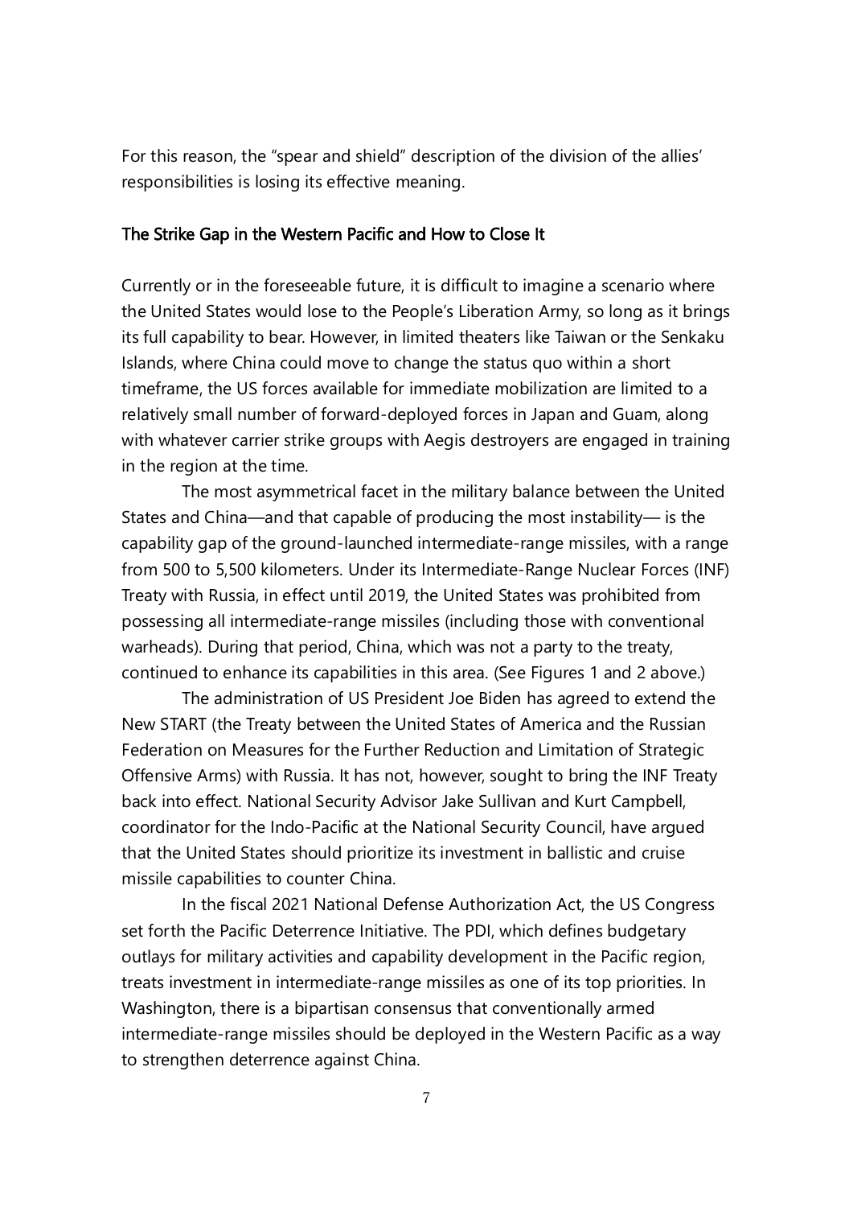For this reason, the "spear and shield" description of the division of the allies' responsibilities is losing its effective meaning.

### The Strike Gap in the Western Pacific and How to Close It

Currently or in the foreseeable future, it is difficult to imagine a scenario where the United States would lose to the People's Liberation Army, so long as it brings its full capability to bear. However, in limited theaters like Taiwan or the Senkaku Islands, where China could move to change the status quo within a short timeframe, the US forces available for immediate mobilization are limited to a relatively small number of forward-deployed forces in Japan and Guam, along with whatever carrier strike groups with Aegis destroyers are engaged in training in the region at the time.

The most asymmetrical facet in the military balance between the United States and China—and that capable of producing the most instability— is the capability gap of the ground-launched intermediate-range missiles, with a range from 500 to 5,500 kilometers. Under its Intermediate-Range Nuclear Forces (INF) Treaty with Russia, in effect until 2019, the United States was prohibited from possessing all intermediate-range missiles (including those with conventional warheads). During that period, China, which was not a party to the treaty, continued to enhance its capabilities in this area. (See Figures 1 and 2 above.)

The administration of US President Joe Biden has agreed to extend the New START (the Treaty between the United States of America and the Russian Federation on Measures for the Further Reduction and Limitation of Strategic Offensive Arms) with Russia. It has not, however, sought to bring the INF Treaty back into effect. National Security Advisor Jake Sullivan and Kurt Campbell, coordinator for the Indo-Pacific at the National Security Council, have argued that the United States should prioritize its investment in ballistic and cruise missile capabilities to counter China.

In the fiscal 2021 National Defense Authorization Act, the US Congress set forth the Pacific Deterrence Initiative. The PDI, which defines budgetary outlays for military activities and capability development in the Pacific region, treats investment in intermediate-range missiles as one of its top priorities. In Washington, there is a bipartisan consensus that conventionally armed intermediate-range missiles should be deployed in the Western Pacific as a way to strengthen deterrence against China.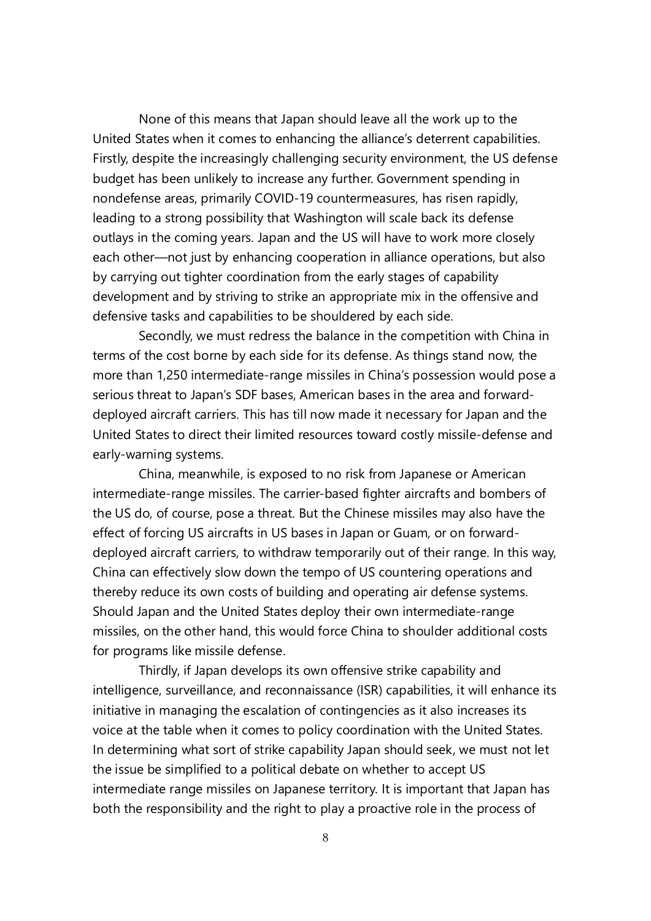None of this means that Japan should leave all the work up to the United States when it comes to enhancing the alliance's deterrent capabilities. Firstly, despite the increasingly challenging security environment, the US defense budget has been unlikely to increase any further. Government spending in nondefense areas, primarily COVID-19 countermeasures, has risen rapidly, leading to a strong possibility that Washington will scale back its defense outlays in the coming years. Japan and the US will have to work more closely each other—not just by enhancing cooperation in alliance operations, but also by carrying out tighter coordination from the early stages of capability development and by striving to strike an appropriate mix in the offensive and defensive tasks and capabilities to be shouldered by each side.

Secondly, we must redress the balance in the competition with China in terms of the cost borne by each side for its defense. As things stand now, the more than 1,250 intermediate-range missiles in China's possession would pose a serious threat to Japan's SDF bases, American bases in the area and forward-deployed aircraft carriers. This has till now made it necessary for Japan and the United States to direct their limited resources toward costly missile-defense and early-warning systems.

China, meanwhile, is exposed to no risk from Japanese or American intermediate-range missiles. The carrier-based fighter aircrafts and bombers of the US do, of course, pose a threat. But the Chinese missiles may also have the effect of forcing US aircrafts in US bases in Japan or Guam, or on forward-deployed aircraft carriers, to withdraw temporarily out of their range. In this way, China can effectively slow down the tempo of US countering operations and thereby reduce its own costs of building and operating air defense systems. Should Japan and the United States deploy their own intermediate-range missiles, on the other hand, this would force China to shoulder additional costs for programs like missile defense.

Thirdly, if Japan develops its own offensive strike capability and intelligence, surveillance, and reconnaissance (ISR) capabilities, it will enhance its initiative in managing the escalation of contingencies as it also increases its voice at the table when it comes to policy coordination with the United States. In determining what sort of strike capability Japan should seek, we must not let the issue be simplified to a political debate on whether to accept US intermediate range missiles on Japanese territory. It is important that Japan has both the responsibility and the right to play a proactive role in the process of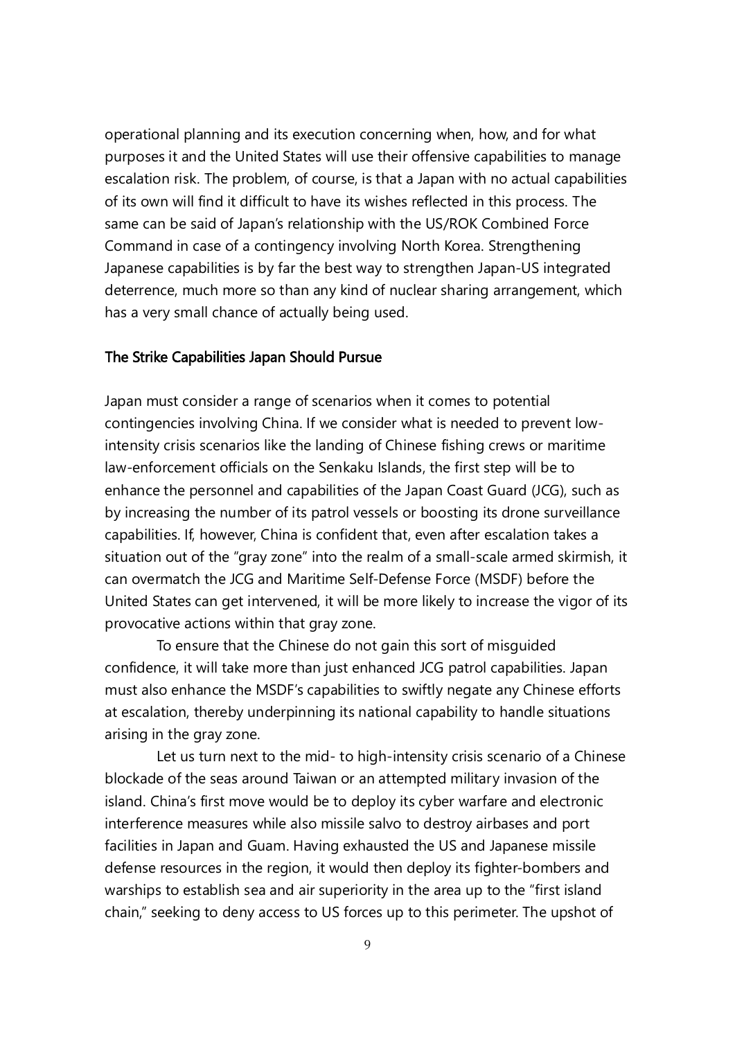operational planning and its execution concerning when, how, and for what purposes it and the United States will use their offensive capabilities to manage escalation risk. The problem, of course, is that a Japan with no actual capabilities of its own will find it difficult to have its wishes reflected in this process. The same can be said of Japan's relationship with the US/ROK Combined Force Command in case of a contingency involving North Korea. Strengthening Japanese capabilities is by far the best way to strengthen Japan-US integrated deterrence, much more so than any kind of nuclear sharing arrangement, which has a very small chance of actually being used.

## The Strike Capabilities Japan Should Pursue

Japan must consider a range of scenarios when it comes to potential contingencies involving China. If we consider what is needed to prevent low-intensity crisis scenarios like the landing of Chinese fishing crews or maritime law-enforcement officials on the Senkaku Islands, the first step will be to enhance the personnel and capabilities of the Japan Coast Guard (JCG), such as by increasing the number of its patrol vessels or boosting its drone surveillance capabilities. If, however, China is confident that, even after escalation takes a situation out of the "gray zone" into the realm of a small-scale armed skirmish, it can overmatch the JCG and Maritime Self-Defense Force (MSDF) before the United States can get intervened, it will be more likely to increase the vigor of its provocative actions within that gray zone.

To ensure that the Chinese do not gain this sort of misguided confidence, it will take more than just enhanced JCG patrol capabilities. Japan must also enhance the MSDF's capabilities to swiftly negate any Chinese efforts at escalation, thereby underpinning its national capability to handle situations arising in the gray zone.

Let us turn next to the mid- to high-intensity crisis scenario of a Chinese blockade of the seas around Taiwan or an attempted military invasion of the island. China's first move would be to deploy its cyber warfare and electronic interference measures while also missile salvo to destroy airbases and port facilities in Japan and Guam. Having exhausted the US and Japanese missile defense resources in the region, it would then deploy its fighter-bombers and warships to establish sea and air superiority in the area up to the "first island chain," seeking to deny access to US forces up to this perimeter. The upshot of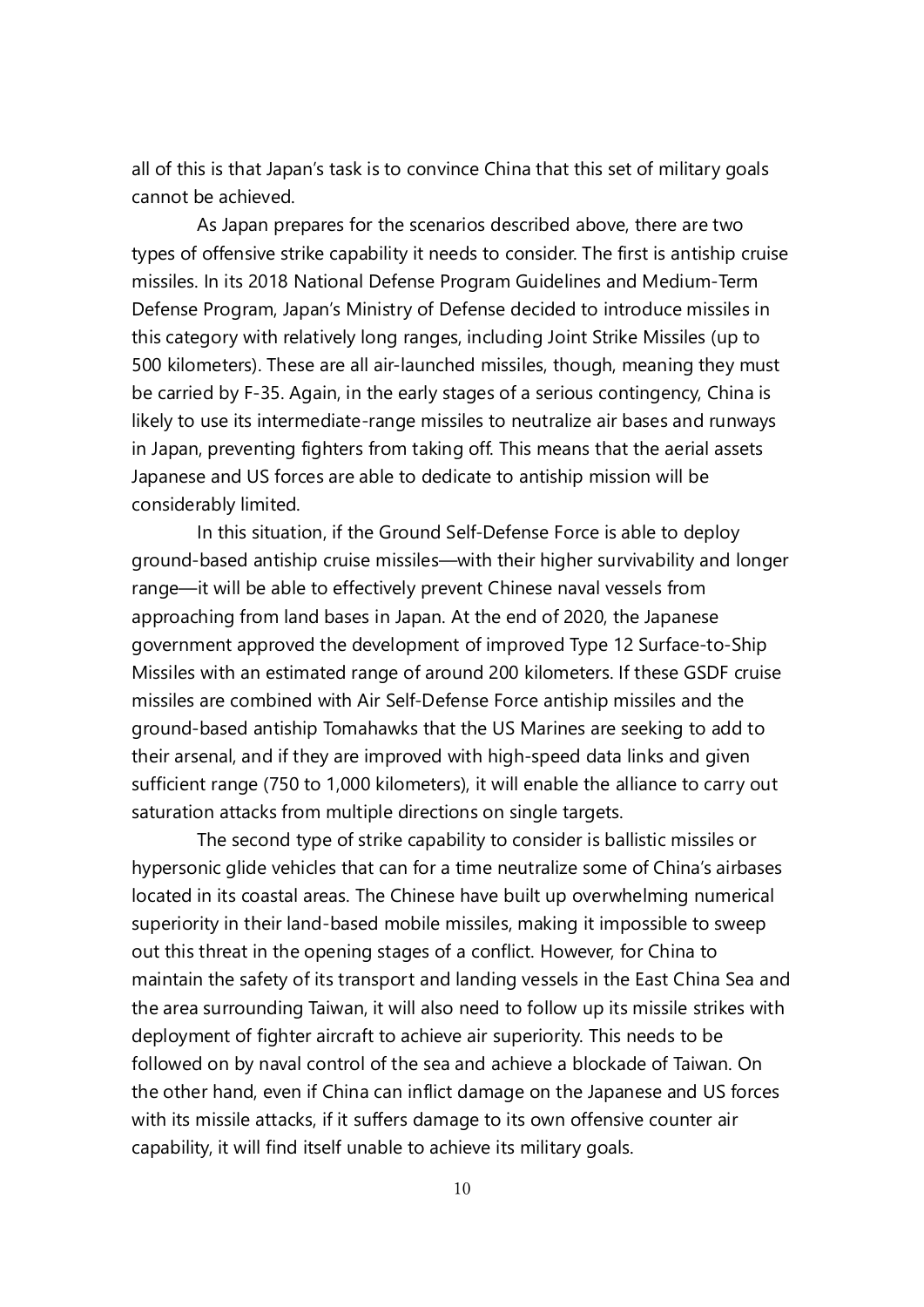all of this is that Japan's task is to convince China that this set of military goals cannot be achieved.

As Japan prepares for the scenarios described above, there are two types of offensive strike capability it needs to consider. The first is antiship cruise missiles. In its 2018 National Defense Program Guidelines and Medium-Term Defense Program, Japan's Ministry of Defense decided to introduce missiles in this category with relatively long ranges, including Joint Strike Missiles (up to 500 kilometers). These are all air-launched missiles, though, meaning they must be carried by F-35. Again, in the early stages of a serious contingency, China is likely to use its intermediate-range missiles to neutralize air bases and runways in Japan, preventing fighters from taking off. This means that the aerial assets Japanese and US forces are able to dedicate to antiship mission will be considerably limited.

In this situation, if the Ground Self-Defense Force is able to deploy ground-based antiship cruise missiles—with their higher survivability and longer range—it will be able to effectively prevent Chinese naval vessels from approaching from land bases in Japan. At the end of 2020, the Japanese government approved the development of improved Type 12 Surface-to-Ship Missiles with an estimated range of around 200 kilometers. If these GSDF cruise missiles are combined with Air Self-Defense Force antiship missiles and the ground-based antiship Tomahawks that the US Marines are seeking to add to their arsenal, and if they are improved with high-speed data links and given sufficient range (750 to 1,000 kilometers), it will enable the alliance to carry out saturation attacks from multiple directions on single targets.

The second type of strike capability to consider is ballistic missiles or hypersonic glide vehicles that can for a time neutralize some of China's airbases located in its coastal areas. The Chinese have built up overwhelming numerical superiority in their land-based mobile missiles, making it impossible to sweep out this threat in the opening stages of a conflict. However, for China to maintain the safety of its transport and landing vessels in the East China Sea and the area surrounding Taiwan, it will also need to follow up its missile strikes with deployment of fighter aircraft to achieve air superiority. This needs to be followed on by naval control of the sea and achieve a blockade of Taiwan. On the other hand, even if China can inflict damage on the Japanese and US forces with its missile attacks, if it suffers damage to its own offensive counter air capability, it will find itself unable to achieve its military goals.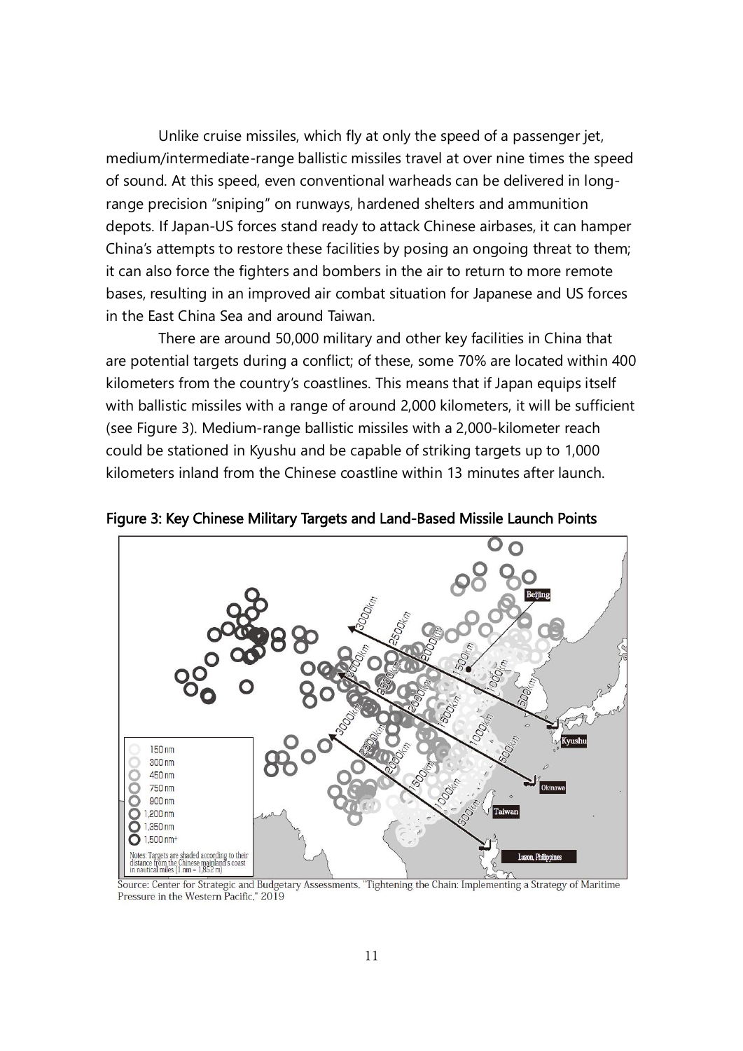Unlike cruise missiles, which fly at only the speed of a passenger jet, medium/intermediate-range ballistic missiles travel at over nine times the speed of sound. At this speed, even conventional warheads can be delivered in long-range precision "sniping" on runways, hardened shelters and ammunition depots. If Japan-US forces stand ready to attack Chinese airbases, it can hamper China's attempts to restore these facilities by posing an ongoing threat to them; it can also force the fighters and bombers in the air to return to more remote bases, resulting in an improved air combat situation for Japanese and US forces in the East China Sea and around Taiwan.

There are around 50,000 military and other key facilities in China that are potential targets during a conflict; of these, some 70% are located within 400 kilometers from the country's coastlines. This means that if Japan equips itself with ballistic missiles with a range of around 2,000 kilometers, it will be sufficient (see Figure 3). Medium-range ballistic missiles with a 2,000-kilometer reach could be stationed in Kyushu and be capable of striking targets up to 1,000 kilometers inland from the Chinese coastline within 13 minutes after launch.

**Figure 3: Key Chinese Military Targets and Land-Based Missile Launch Points**

Source: Center for Strategic and Budgetary Assessments, "Tightening the Chain: Implementing a Strategy of Maritime Pressure in the Western Pacific," 2019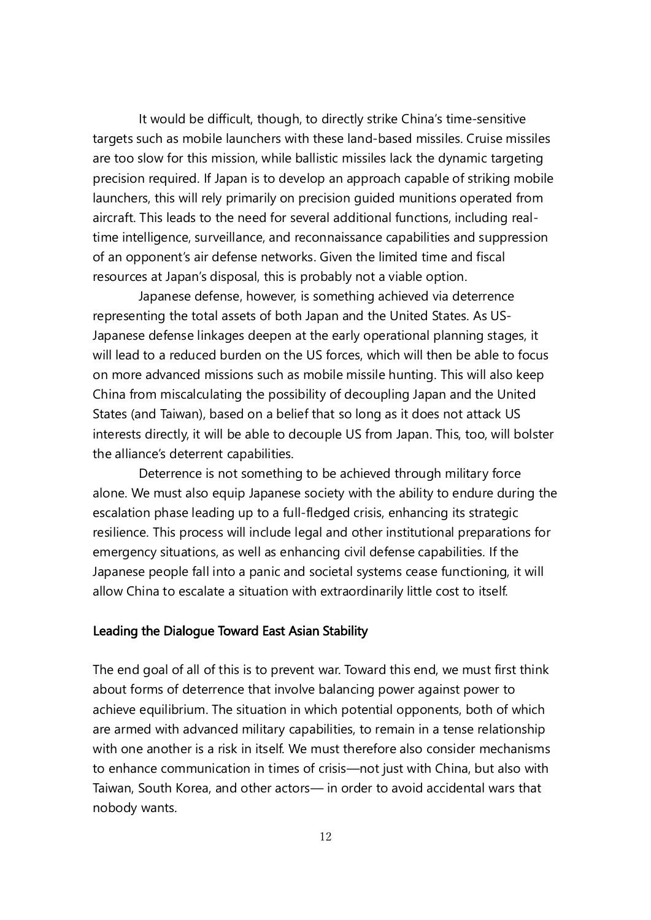It would be difficult, though, to directly strike China's time-sensitive targets such as mobile launchers with these land-based missiles. Cruise missiles are too slow for this mission, while ballistic missiles lack the dynamic targeting precision required. If Japan is to develop an approach capable of striking mobile launchers, this will rely primarily on precision guided munitions operated from aircraft. This leads to the need for several additional functions, including real-time intelligence, surveillance, and reconnaissance capabilities and suppression of an opponent's air defense networks. Given the limited time and fiscal resources at Japan's disposal, this is probably not a viable option.

Japanese defense, however, is something achieved via deterrence representing the total assets of both Japan and the United States. As US-Japanese defense linkages deepen at the early operational planning stages, it will lead to a reduced burden on the US forces, which will then be able to focus on more advanced missions such as mobile missile hunting. This will also keep China from miscalculating the possibility of decoupling Japan and the United States (and Taiwan), based on a belief that so long as it does not attack US interests directly, it will be able to decouple US from Japan. This, too, will bolster the alliance's deterrent capabilities.

Deterrence is not something to be achieved through military force alone. We must also equip Japanese society with the ability to endure during the escalation phase leading up to a full-fledged crisis, enhancing its strategic resilience. This process will include legal and other institutional preparations for emergency situations, as well as enhancing civil defense capabilities. If the Japanese people fall into a panic and societal systems cease functioning, it will allow China to escalate a situation with extraordinarily little cost to itself.

### Leading the Dialogue Toward East Asian Stability

The end goal of all of this is to prevent war. Toward this end, we must first think about forms of deterrence that involve balancing power against power to achieve equilibrium. The situation in which potential opponents, both of which are armed with advanced military capabilities, to remain in a tense relationship with one another is a risk in itself. We must therefore also consider mechanisms to enhance communication in times of crisis—not just with China, but also with Taiwan, South Korea, and other actors— in order to avoid accidental wars that nobody wants.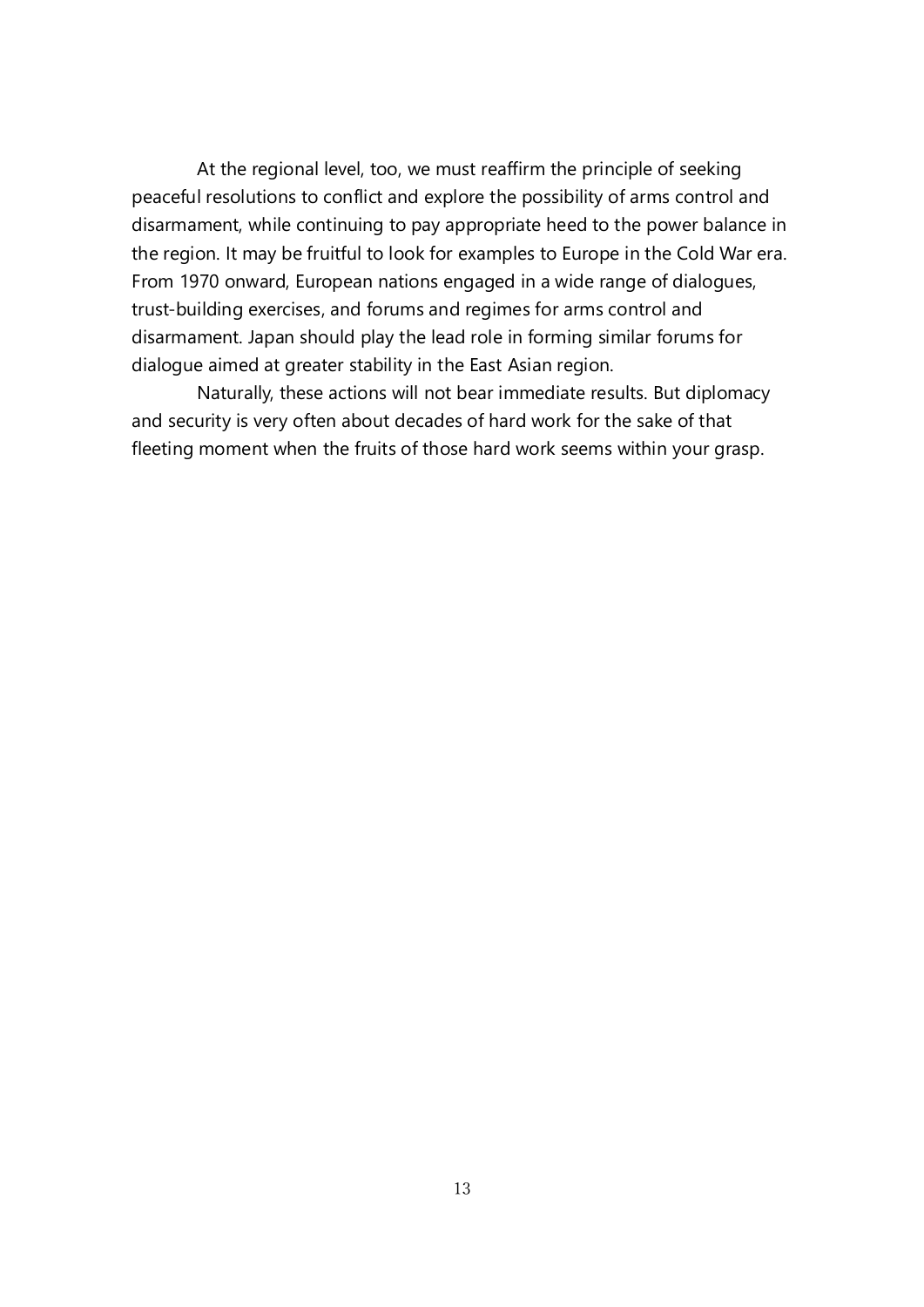At the regional level, too, we must reaffirm the principle of seeking peaceful resolutions to conflict and explore the possibility of arms control and disarmament, while continuing to pay appropriate heed to the power balance in the region. It may be fruitful to look for examples to Europe in the Cold War era. From 1970 onward, European nations engaged in a wide range of dialogues, trust-building exercises, and forums and regimes for arms control and disarmament. Japan should play the lead role in forming similar forums for dialogue aimed at greater stability in the East Asian region.

Naturally, these actions will not bear immediate results. But diplomacy and security is very often about decades of hard work for the sake of that fleeting moment when the fruits of those hard work seems within your grasp.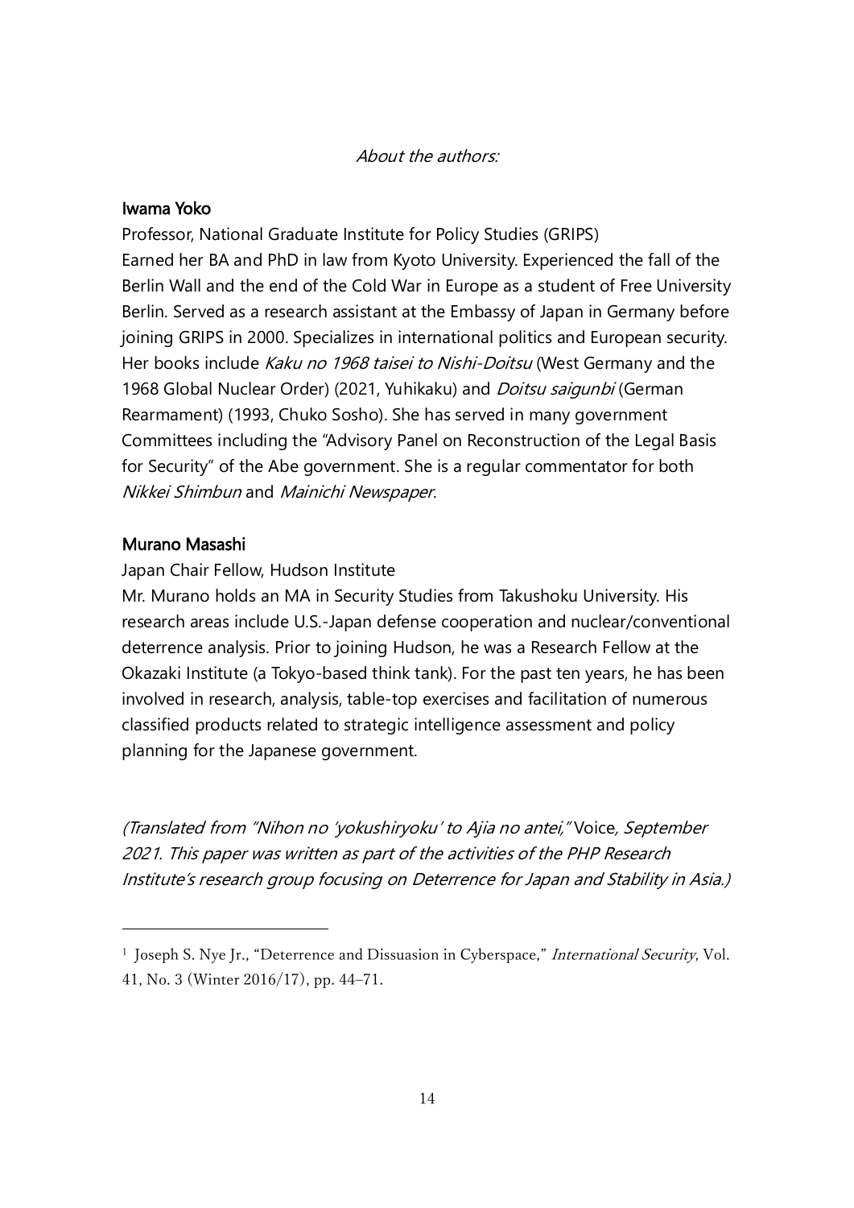*About the authors:*

**Iwama Yoko**

Professor, National Graduate Institute for Policy Studies (GRIPS)
Earned her BA and PhD in law from Kyoto University. Experienced the fall of the Berlin Wall and the end of the Cold War in Europe as a student of Free University Berlin. Served as a research assistant at the Embassy of Japan in Germany before joining GRIPS in 2000. Specializes in international politics and European security. Her books include *Kaku no 1968 taisei to Nishi-Doitsu* (West Germany and the 1968 Global Nuclear Order) (2021, Yuhikaku) and *Doitsu saigunbi* (German Rearmament) (1993, Chuko Sosho). She has served in many government Committees including the "Advisory Panel on Reconstruction of the Legal Basis for Security" of the Abe government. She is a regular commentator for both *Nikkei Shimbun* and *Mainichi Newspaper*.

**Murano Masashi**

Japan Chair Fellow, Hudson Institute
Mr. Murano holds an MA in Security Studies from Takushoku University. His research areas include U.S.-Japan defense cooperation and nuclear/conventional deterrence analysis. Prior to joining Hudson, he was a Research Fellow at the Okazaki Institute (a Tokyo-based think tank). For the past ten years, he has been involved in research, analysis, table-top exercises and facilitation of numerous classified products related to strategic intelligence assessment and policy planning for the Japanese government.

*(Translated from "Nihon no 'yokushiryoku' to Ajia no antei,"* Voice*, September 2021. This paper was written as part of the activities of the PHP Research Institute's research group focusing on Deterrence for Japan and Stability in Asia.)*

---

[1] Joseph S. Nye Jr., "Deterrence and Dissuasion in Cyberspace," *International Security*, Vol. 41, No. 3 (Winter 2016/17), pp. 44–71.